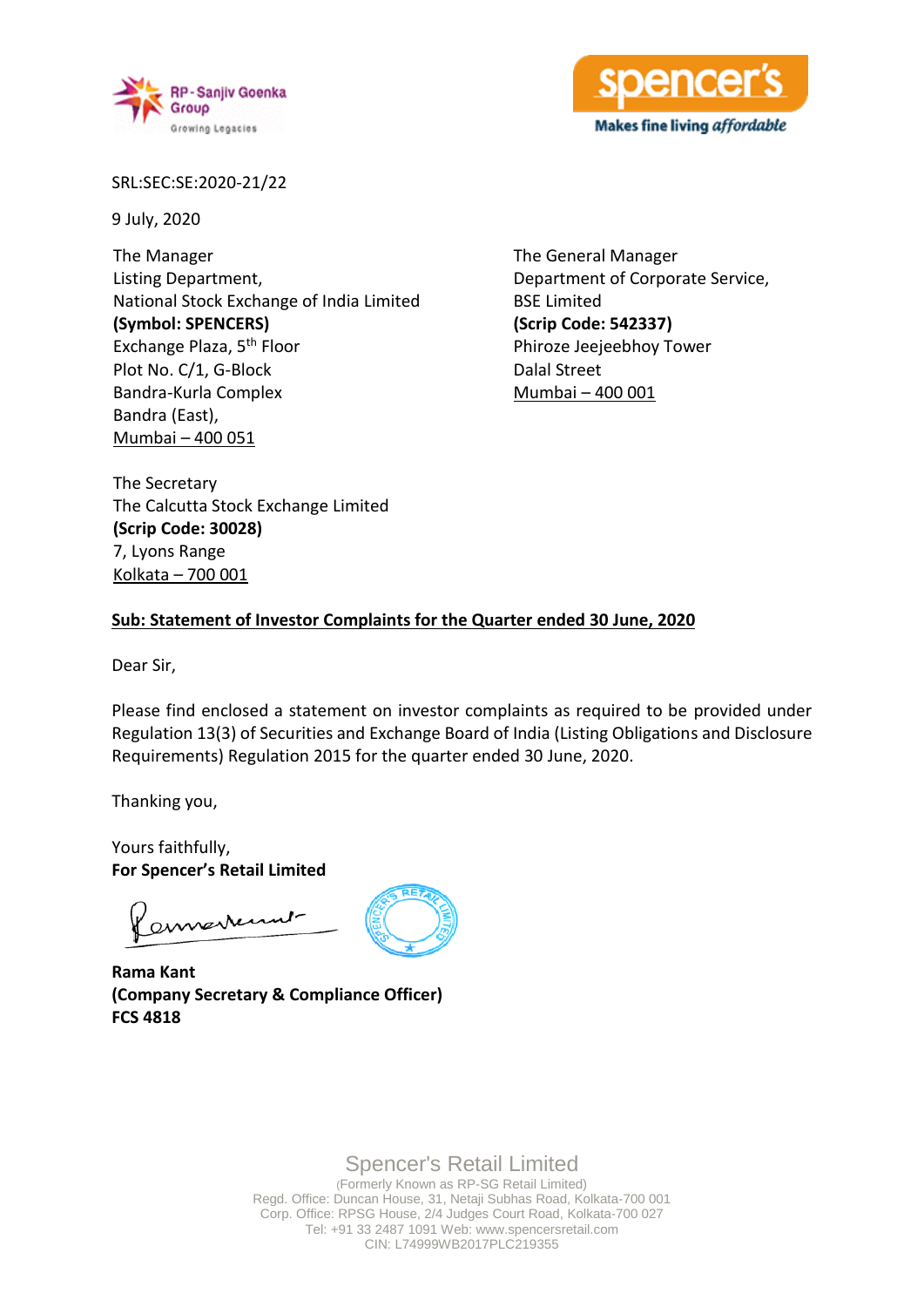SRL:SEC:SE:2020-21/22

9 July, 2020

The Manager
Listing Department,
National Stock Exchange of India Limited
**(Symbol: SPENCERS)**
Exchange Plaza, 5th Floor
Plot No. C/1, G-Block
Bandra-Kurla Complex
Bandra (East),
Mumbai – 400 051

The General Manager
Department of Corporate Service,
BSE Limited
**(Scrip Code: 542337)**
Phiroze Jeejeebhoy Tower
Dalal Street
Mumbai – 400 001

The Secretary
The Calcutta Stock Exchange Limited
**(Scrip Code: 30028)**
7, Lyons Range
Kolkata – 700 001

**Sub: Statement of Investor Complaints for the Quarter ended 30 June, 2020**

Dear Sir,

Please find enclosed a statement on investor complaints as required to be provided under Regulation 13(3) of Securities and Exchange Board of India (Listing Obligations and Disclosure Requirements) Regulation 2015 for the quarter ended 30 June, 2020.

Thanking you,

Yours faithfully,
**For Spencer's Retail Limited**

**Rama Kant**
**(Company Secretary & Compliance Officer)**
**FCS 4818**

Spencer's Retail Limited
(Formerly Known as RP-SG Retail Limited)
Regd. Office: Duncan House, 31, Netaji Subhas Road, Kolkata-700 001
Corp. Office: RPSG House, 2/4 Judges Court Road, Kolkata-700 027
Tel: +91 33 2487 1091 Web: www.spencersretail.com
CIN: L74999WB2017PLC219355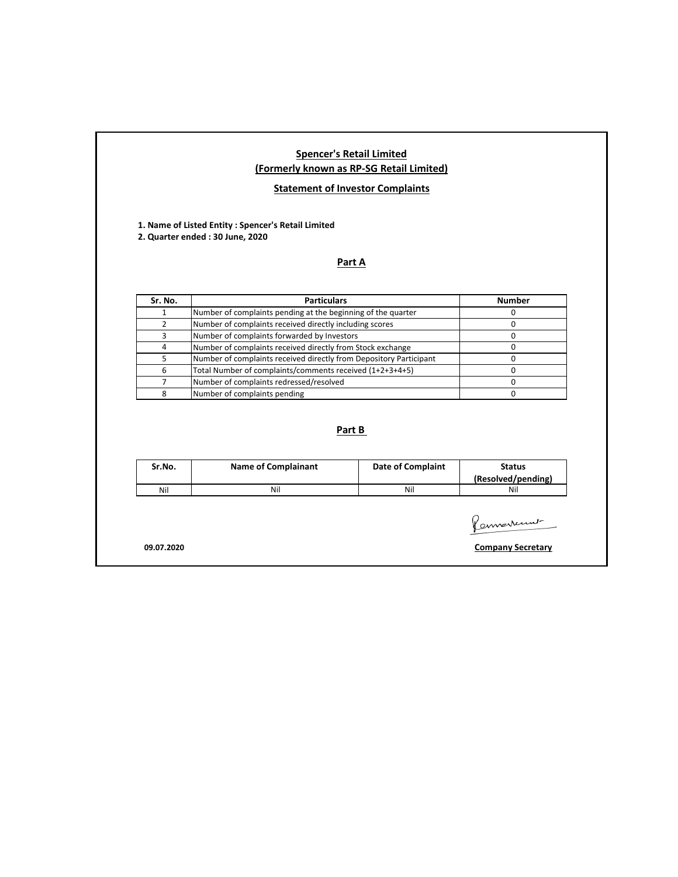# Spencer's Retail Limited

## (Formerly known as RP-SG Retail Limited)

### Statement of Investor Complaints

**1. Name of Listed Entity : Spencer's Retail Limited**
**2. Quarter ended : 30 June, 2020**

### Part A

| Sr. No. | Particulars | Number |
|---|---|---|
| 1 | Number of complaints pending at the beginning of the quarter | 0 |
| 2 | Number of complaints received directly including scores | 0 |
| 3 | Number of complaints forwarded by Investors | 0 |
| 4 | Number of complaints received directly from Stock exchange | 0 |
| 5 | Number of complaints received directly from Depository Participant | 0 |
| 6 | Total Number of complaints/comments received (1+2+3+4+5) | 0 |
| 7 | Number of complaints redressed/resolved | 0 |
| 8 | Number of complaints pending | 0 |

### Part B

| Sr.No. | Name of Complainant | Date of Complaint | Status (Resolved/pending) |
|---|---|---|---|
| Nil | Nil | Nil | Nil |

**09.07.2020**

**Company Secretary**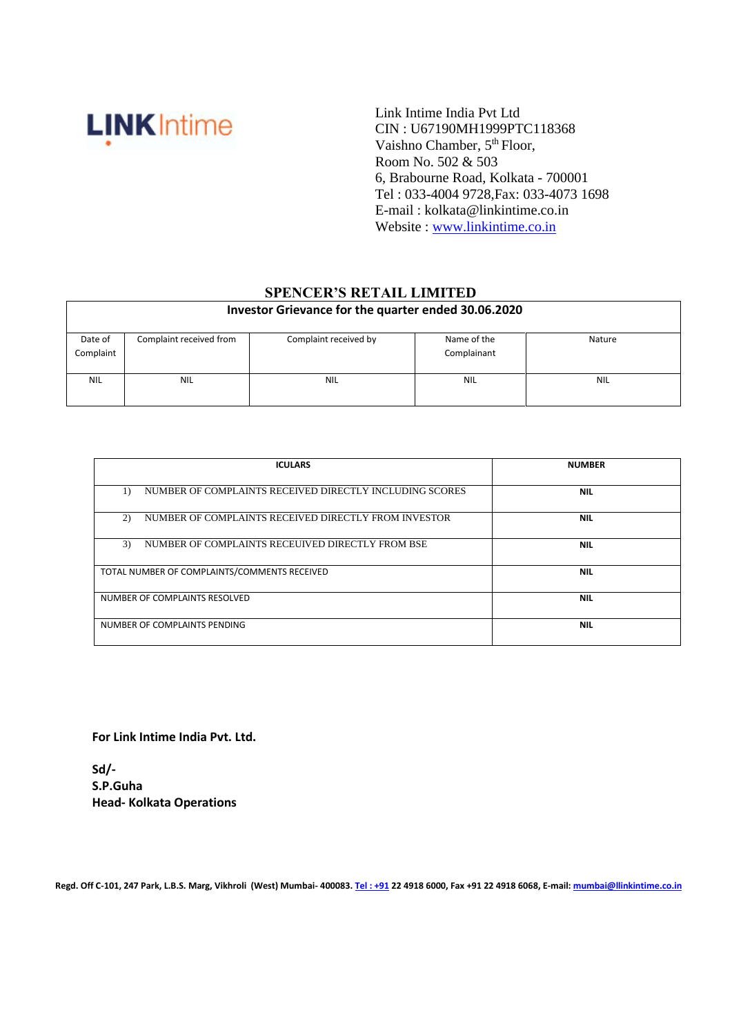LINKIntime

Link Intime India Pvt Ltd
CIN : U67190MH1999PTC118368
Vaishno Chamber, 5th Floor,
Room No. 502 & 503
6, Brabourne Road, Kolkata - 700001
Tel : 033-4004 9728,Fax: 033-4073 1698
E-mail : kolkata@linkintime.co.in
Website : www.linkintime.co.in

## SPENCER'S RETAIL LIMITED

**Investor Grievance for the quarter ended 30.06.2020**

| Date of Complaint | Complaint received from | Complaint received by | Name of the Complainant | Nature |
|---|---|---|---|---|
| NIL | NIL | NIL | NIL | NIL |

| ICULARS | NUMBER |
|---|---|
| 1) NUMBER OF COMPLAINTS RECEIVED DIRECTLY INCLUDING SCORES | NIL |
| 2) NUMBER OF COMPLAINTS RECEIVED DIRECTLY FROM INVESTOR | NIL |
| 3) NUMBER OF COMPLAINTS RECEUIVED DIRECTLY FROM BSE | NIL |
| TOTAL NUMBER OF COMPLAINTS/COMMENTS RECEIVED | NIL |
| NUMBER OF COMPLAINTS RESOLVED | NIL |
| NUMBER OF COMPLAINTS PENDING | NIL |

**For Link Intime India Pvt. Ltd.**

**Sd/-**
**S.P.Guha**
**Head- Kolkata Operations**

**Regd. Off C-101, 247 Park, L.B.S. Marg, Vikhroli (West) Mumbai- 400083. Tel : +91 22 4918 6000, Fax +91 22 4918 6068, E-mail: mumbai@llinkintime.co.in**